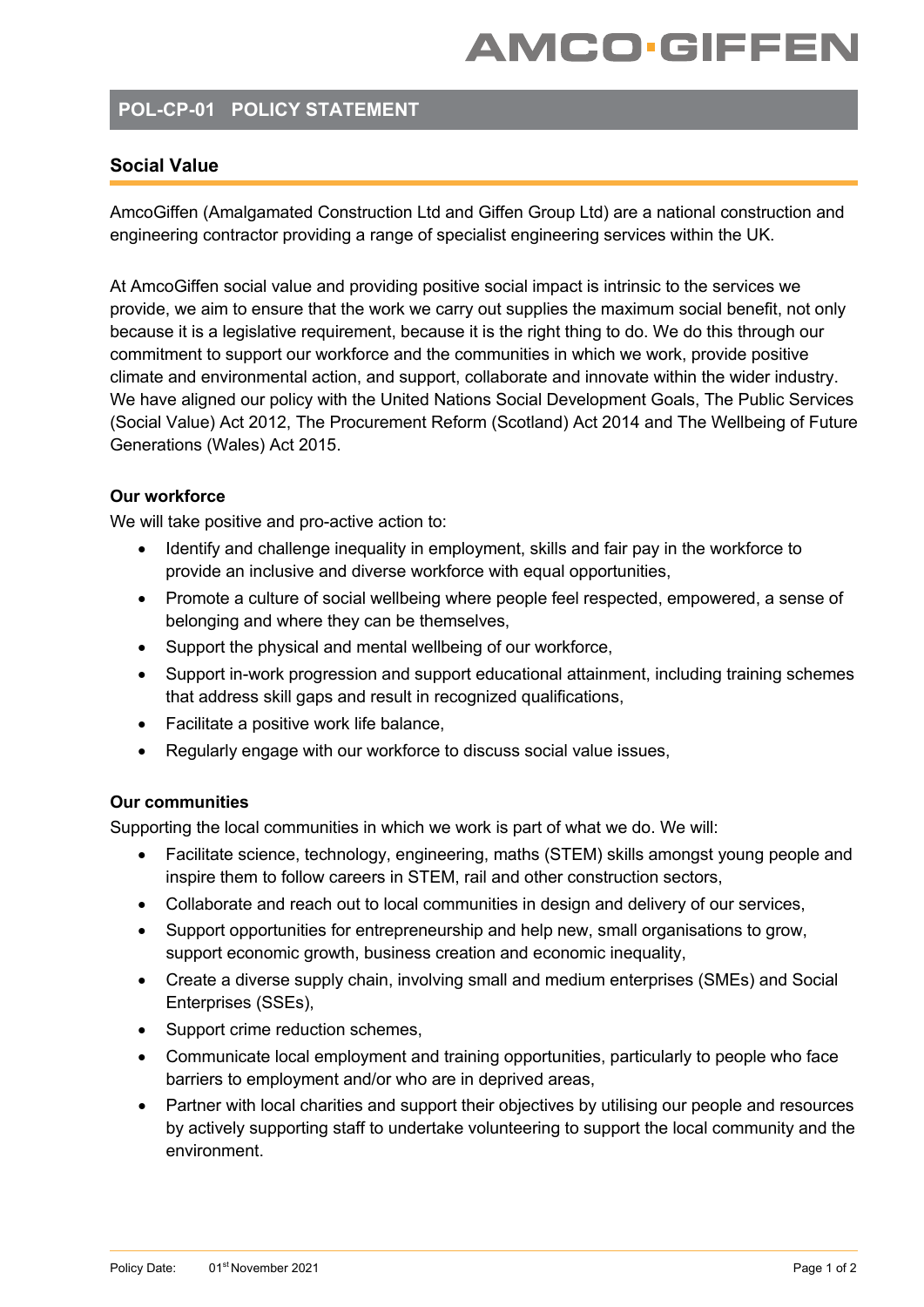AMCO·GIFFEN

# POL-CP-01 POLICY STATEMENT

## Social Value

AmcoGiffen (Amalgamated Construction Ltd and Giffen Group Ltd) are a national construction and engineering contractor providing a range of specialist engineering services within the UK.

At AmcoGiffen social value and providing positive social impact is intrinsic to the services we provide, we aim to ensure that the work we carry out supplies the maximum social benefit, not only because it is a legislative requirement, because it is the right thing to do. We do this through our commitment to support our workforce and the communities in which we work, provide positive climate and environmental action, and support, collaborate and innovate within the wider industry. We have aligned our policy with the United Nations Social Development Goals, The Public Services (Social Value) Act 2012, The Procurement Reform (Scotland) Act 2014 and The Wellbeing of Future Generations (Wales) Act 2015.

### Our workforce

We will take positive and pro-active action to:

- Identify and challenge inequality in employment, skills and fair pay in the workforce to provide an inclusive and diverse workforce with equal opportunities,
- Promote a culture of social wellbeing where people feel respected, empowered, a sense of belonging and where they can be themselves,
- Support the physical and mental wellbeing of our workforce,
- Support in-work progression and support educational attainment, including training schemes that address skill gaps and result in recognized qualifications,
- Facilitate a positive work life balance,
- Regularly engage with our workforce to discuss social value issues,

### Our communities

Supporting the local communities in which we work is part of what we do. We will:

- Facilitate science, technology, engineering, maths (STEM) skills amongst young people and inspire them to follow careers in STEM, rail and other construction sectors,
- Collaborate and reach out to local communities in design and delivery of our services,
- Support opportunities for entrepreneurship and help new, small organisations to grow, support economic growth, business creation and economic inequality,
- Create a diverse supply chain, involving small and medium enterprises (SMEs) and Social Enterprises (SSEs),
- Support crime reduction schemes,
- Communicate local employment and training opportunities, particularly to people who face barriers to employment and/or who are in deprived areas,
- Partner with local charities and support their objectives by utilising our people and resources by actively supporting staff to undertake volunteering to support the local community and the environment.

Policy Date: 01st November 2021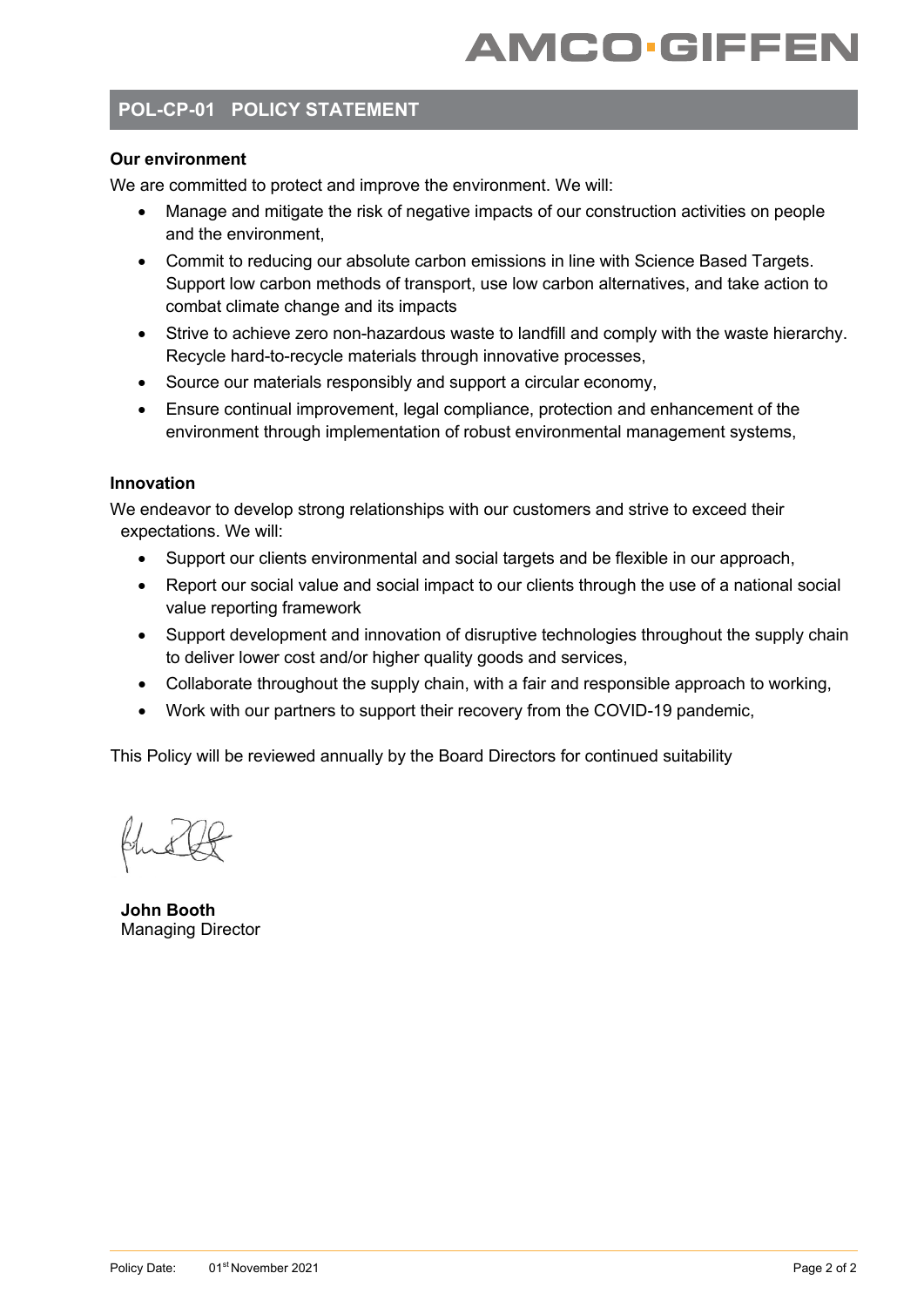## POL-CP-01 POLICY STATEMENT

**Our environment**

We are committed to protect and improve the environment. We will:

- Manage and mitigate the risk of negative impacts of our construction activities on people and the environment,
- Commit to reducing our absolute carbon emissions in line with Science Based Targets. Support low carbon methods of transport, use low carbon alternatives, and take action to combat climate change and its impacts
- Strive to achieve zero non-hazardous waste to landfill and comply with the waste hierarchy. Recycle hard-to-recycle materials through innovative processes,
- Source our materials responsibly and support a circular economy,
- Ensure continual improvement, legal compliance, protection and enhancement of the environment through implementation of robust environmental management systems,

**Innovation**

We endeavor to develop strong relationships with our customers and strive to exceed their expectations. We will:

- Support our clients environmental and social targets and be flexible in our approach,
- Report our social value and social impact to our clients through the use of a national social value reporting framework
- Support development and innovation of disruptive technologies throughout the supply chain to deliver lower cost and/or higher quality goods and services,
- Collaborate throughout the supply chain, with a fair and responsible approach to working,
- Work with our partners to support their recovery from the COVID-19 pandemic,

This Policy will be reviewed annually by the Board Directors for continued suitability

**John Booth**
Managing Director

Policy Date: 01st November 2021